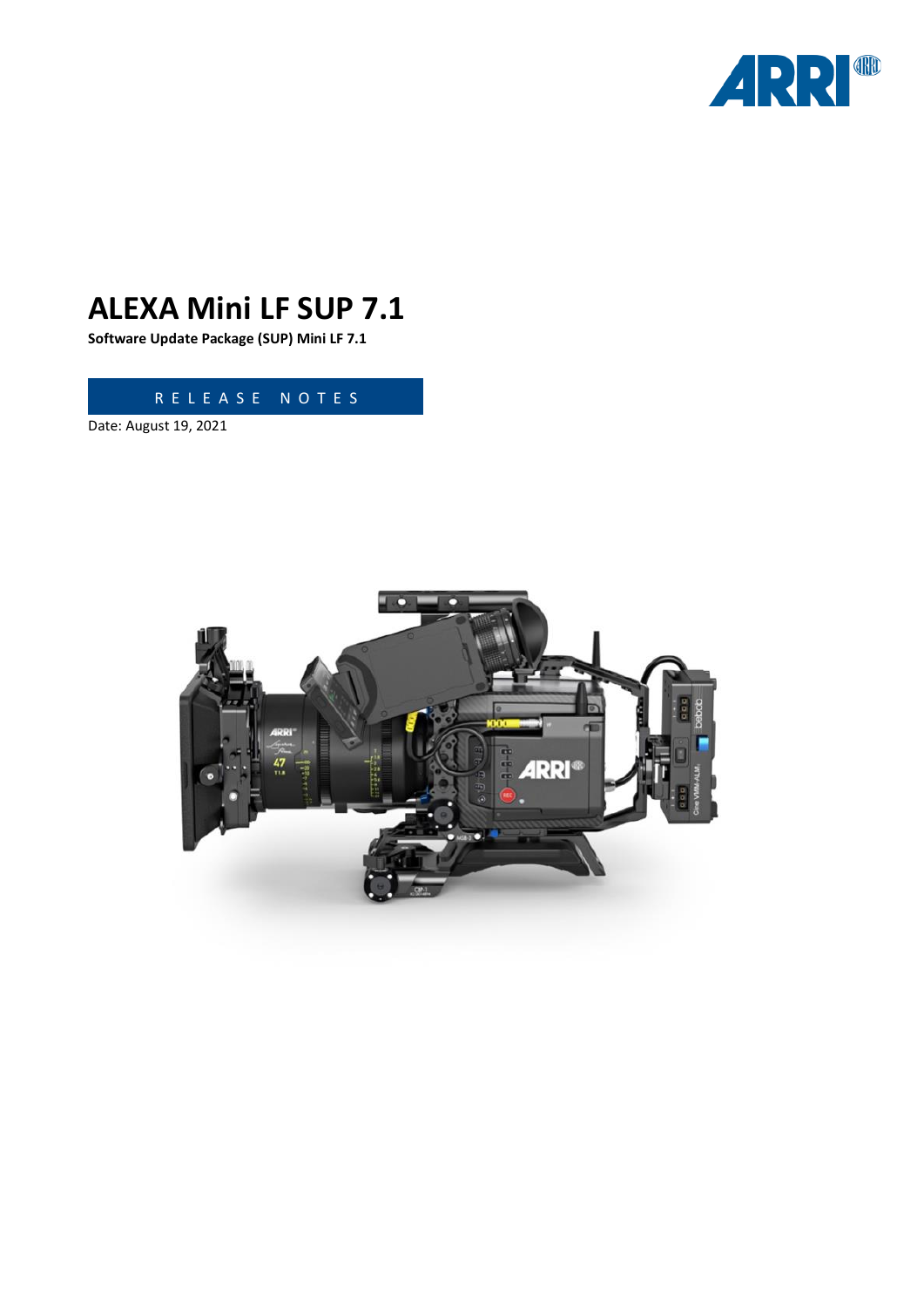# ALEXA Mini LF SUP 7.1

**Software Update Package (SUP) Mini LF 7.1**

RELEASE NOTES

Date: August 19, 2021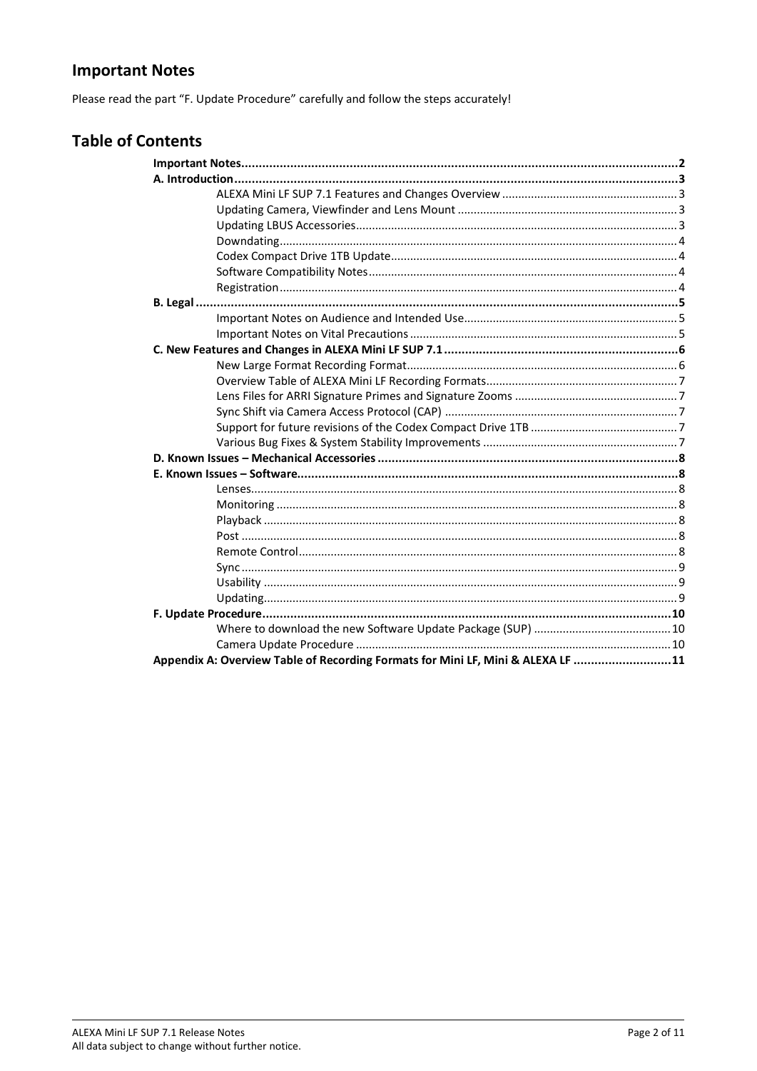## Important Notes

Please read the part "F. Update Procedure" carefully and follow the steps accurately!

## Table of Contents

**Important Notes** ..... **2**

**A. Introduction** ..... **3**

- ALEXA Mini LF SUP 7.1 Features and Changes Overview ..... 3
- Updating Camera, Viewfinder and Lens Mount ..... 3
- Updating LBUS Accessories ..... 3
- Downdating ..... 4
- Codex Compact Drive 1TB Update ..... 4
- Software Compatibility Notes ..... 4
- Registration ..... 4

**B. Legal** ..... **5**

- Important Notes on Audience and Intended Use ..... 5
- Important Notes on Vital Precautions ..... 5

**C. New Features and Changes in ALEXA Mini LF SUP 7.1** ..... **6**

- New Large Format Recording Format ..... 6
- Overview Table of ALEXA Mini LF Recording Formats ..... 7
- Lens Files for ARRI Signature Primes and Signature Zooms ..... 7
- Sync Shift via Camera Access Protocol (CAP) ..... 7
- Support for future revisions of the Codex Compact Drive 1TB ..... 7
- Various Bug Fixes & System Stability Improvements ..... 7

**D. Known Issues – Mechanical Accessories** ..... **8**

**E. Known Issues – Software** ..... **8**

- Lenses ..... 8
- Monitoring ..... 8
- Playback ..... 8
- Post ..... 8
- Remote Control ..... 8
- Sync ..... 9
- Usability ..... 9
- Updating ..... 9

**F. Update Procedure** ..... **10**

- Where to download the new Software Update Package (SUP) ..... 10
- Camera Update Procedure ..... 10

**Appendix A: Overview Table of Recording Formats for Mini LF, Mini & ALEXA LF** ..... **11**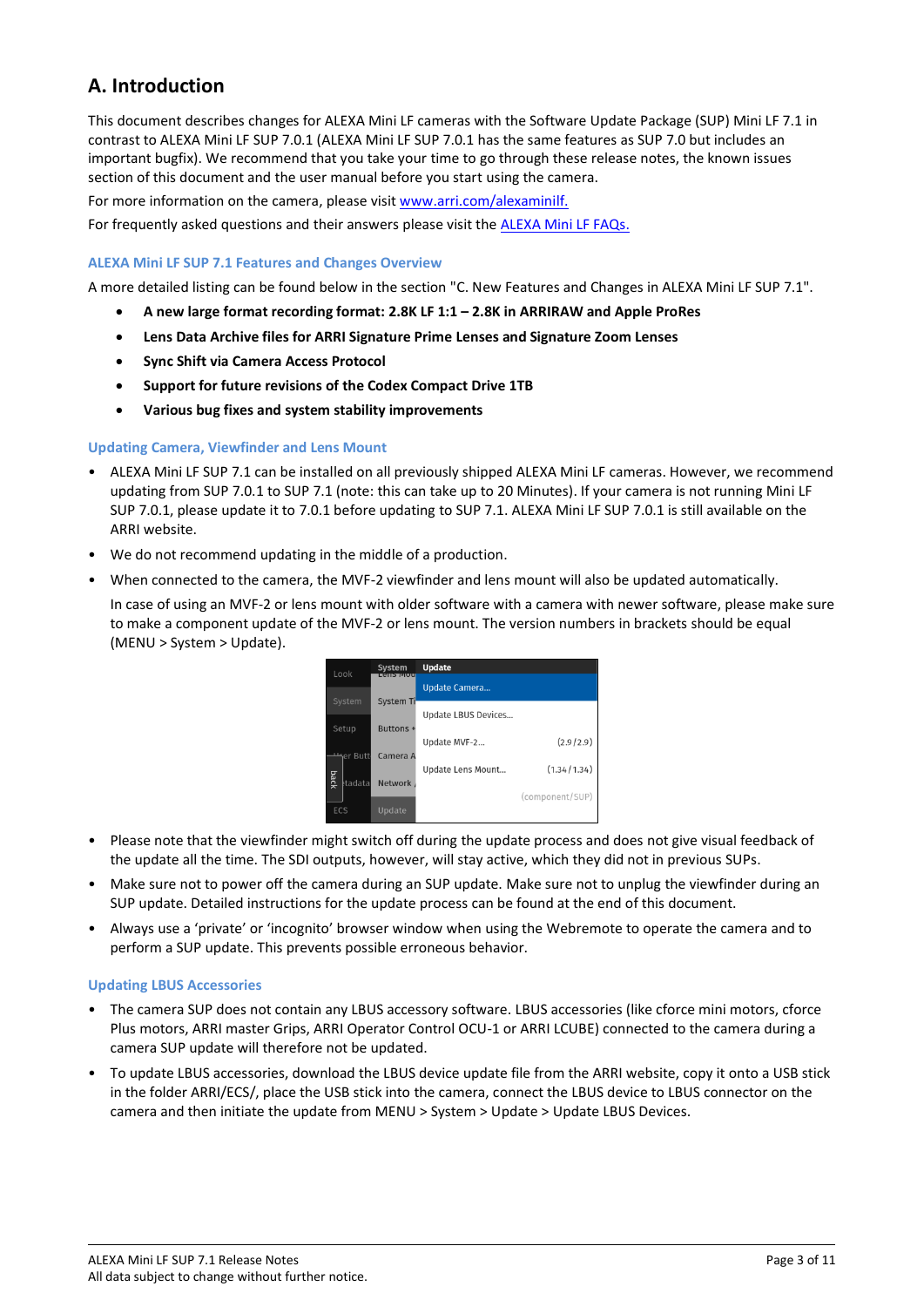# A. Introduction

This document describes changes for ALEXA Mini LF cameras with the Software Update Package (SUP) Mini LF 7.1 in contrast to ALEXA Mini LF SUP 7.0.1 (ALEXA Mini LF SUP 7.0.1 has the same features as SUP 7.0 but includes an important bugfix). We recommend that you take your time to go through these release notes, the known issues section of this document and the user manual before you start using the camera.

For more information on the camera, please visit www.arri.com/alexaminilf.

For frequently asked questions and their answers please visit the ALEXA Mini LF FAQs.

### ALEXA Mini LF SUP 7.1 Features and Changes Overview

A more detailed listing can be found below in the section "C. New Features and Changes in ALEXA Mini LF SUP 7.1".

- **A new large format recording format: 2.8K LF 1:1 – 2.8K in ARRIRAW and Apple ProRes**
- **Lens Data Archive files for ARRI Signature Prime Lenses and Signature Zoom Lenses**
- **Sync Shift via Camera Access Protocol**
- **Support for future revisions of the Codex Compact Drive 1TB**
- **Various bug fixes and system stability improvements**

### Updating Camera, Viewfinder and Lens Mount

- ALEXA Mini LF SUP 7.1 can be installed on all previously shipped ALEXA Mini LF cameras. However, we recommend updating from SUP 7.0.1 to SUP 7.1 (note: this can take up to 20 Minutes). If your camera is not running Mini LF SUP 7.0.1, please update it to 7.0.1 before updating to SUP 7.1. ALEXA Mini LF SUP 7.0.1 is still available on the ARRI website.
- We do not recommend updating in the middle of a production.
- When connected to the camera, the MVF-2 viewfinder and lens mount will also be updated automatically.

  In case of using an MVF-2 or lens mount with older software with a camera with newer software, please make sure to make a component update of the MVF-2 or lens mount. The version numbers in brackets should be equal (MENU > System > Update).

| Look | System | Update | |
|---|---|---|---|
| System | System T | Update Camera... | |
| Setup | Buttons | Update LBUS Devices... | |
| User Butt | Camera A | Update MVF-2... | (2.9 / 2.9) |
| Metadata | Network | Update Lens Mount... | (1.34 / 1.34) |
| ECS | Update | | (component/SUP) |

- Please note that the viewfinder might switch off during the update process and does not give visual feedback of the update all the time. The SDI outputs, however, will stay active, which they did not in previous SUPs.
- Make sure not to power off the camera during an SUP update. Make sure not to unplug the viewfinder during an SUP update. Detailed instructions for the update process can be found at the end of this document.
- Always use a 'private' or 'incognito' browser window when using the Webremote to operate the camera and to perform a SUP update. This prevents possible erroneous behavior.

### Updating LBUS Accessories

- The camera SUP does not contain any LBUS accessory software. LBUS accessories (like cforce mini motors, cforce Plus motors, ARRI master Grips, ARRI Operator Control OCU-1 or ARRI LCUBE) connected to the camera during a camera SUP update will therefore not be updated.
- To update LBUS accessories, download the LBUS device update file from the ARRI website, copy it onto a USB stick in the folder ARRI/ECS/, place the USB stick into the camera, connect the LBUS device to LBUS connector on the camera and then initiate the update from MENU > System > Update > Update LBUS Devices.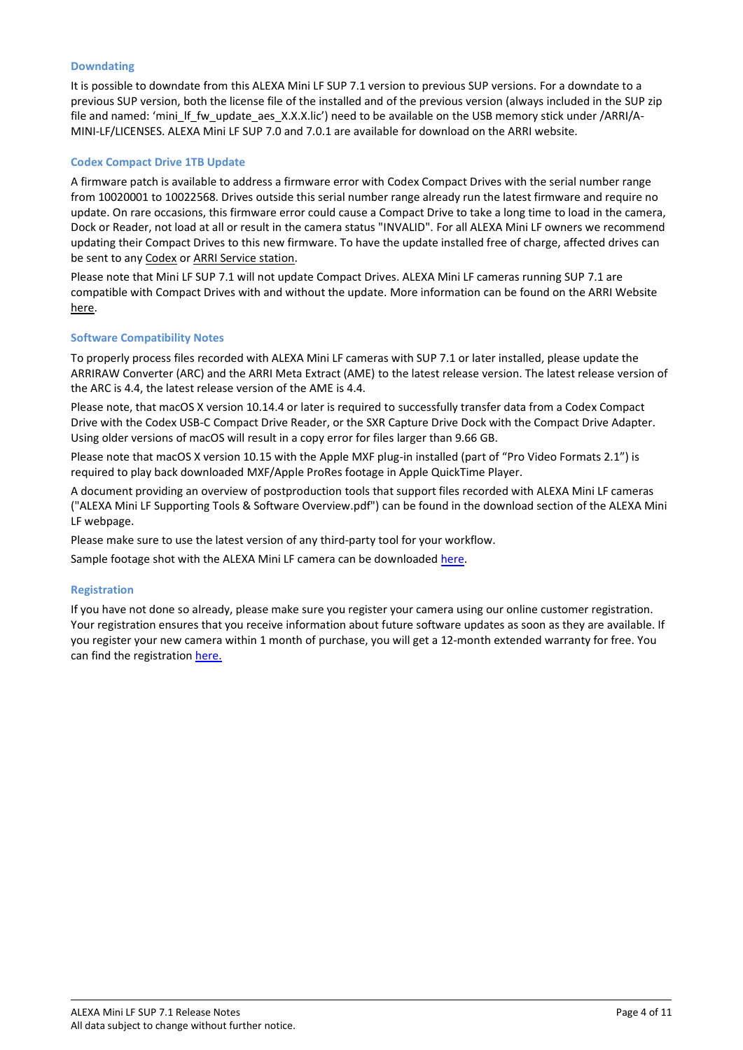### Downdating

It is possible to downdate from this ALEXA Mini LF SUP 7.1 version to previous SUP versions. For a downdate to a previous SUP version, both the license file of the installed and of the previous version (always included in the SUP zip file and named: 'mini_lf_fw_update_aes_X.X.X.lic') need to be available on the USB memory stick under /ARRI/A-MINI-LF/LICENSES. ALEXA Mini LF SUP 7.0 and 7.0.1 are available for download on the ARRI website.

### Codex Compact Drive 1TB Update

A firmware patch is available to address a firmware error with Codex Compact Drives with the serial number range from 10020001 to 10022568. Drives outside this serial number range already run the latest firmware and require no update. On rare occasions, this firmware error could cause a Compact Drive to take a long time to load in the camera, Dock or Reader, not load at all or result in the camera status "INVALID". For all ALEXA Mini LF owners we recommend updating their Compact Drives to this new firmware. To have the update installed free of charge, affected drives can be sent to any Codex or ARRI Service station.

Please note that Mini LF SUP 7.1 will not update Compact Drives. ALEXA Mini LF cameras running SUP 7.1 are compatible with Compact Drives with and without the update. More information can be found on the ARRI Website here.

### Software Compatibility Notes

To properly process files recorded with ALEXA Mini LF cameras with SUP 7.1 or later installed, please update the ARRIRAW Converter (ARC) and the ARRI Meta Extract (AME) to the latest release version. The latest release version of the ARC is 4.4, the latest release version of the AME is 4.4.

Please note, that macOS X version 10.14.4 or later is required to successfully transfer data from a Codex Compact Drive with the Codex USB-C Compact Drive Reader, or the SXR Capture Drive Dock with the Compact Drive Adapter. Using older versions of macOS will result in a copy error for files larger than 9.66 GB.

Please note that macOS X version 10.15 with the Apple MXF plug-in installed (part of "Pro Video Formats 2.1") is required to play back downloaded MXF/Apple ProRes footage in Apple QuickTime Player.

A document providing an overview of postproduction tools that support files recorded with ALEXA Mini LF cameras ("ALEXA Mini LF Supporting Tools & Software Overview.pdf") can be found in the download section of the ALEXA Mini LF webpage.

Please make sure to use the latest version of any third-party tool for your workflow.

Sample footage shot with the ALEXA Mini LF camera can be downloaded here.

### Registration

If you have not done so already, please make sure you register your camera using our online customer registration. Your registration ensures that you receive information about future software updates as soon as they are available. If you register your new camera within 1 month of purchase, you will get a 12-month extended warranty for free. You can find the registration here.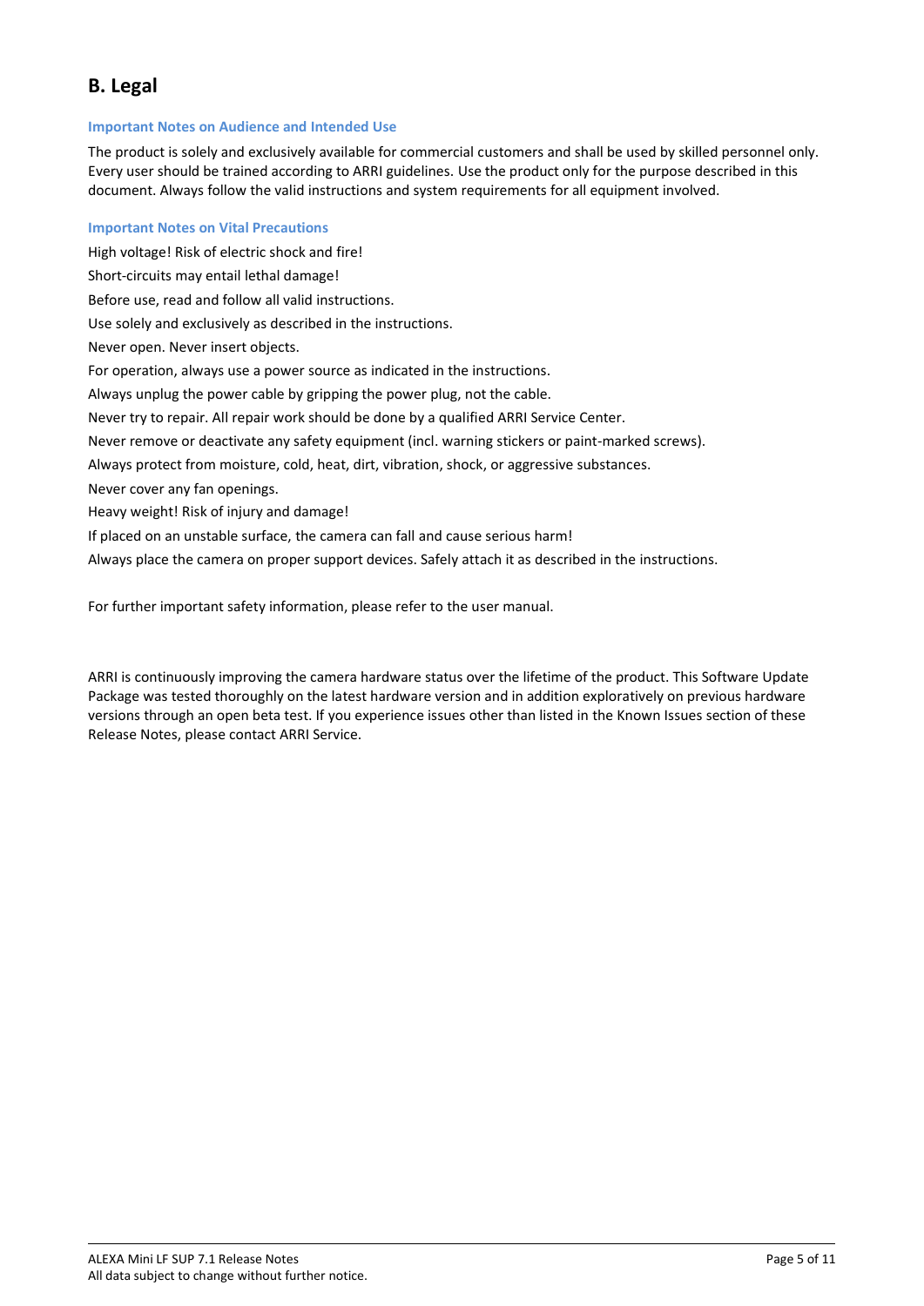## B. Legal

### Important Notes on Audience and Intended Use

The product is solely and exclusively available for commercial customers and shall be used by skilled personnel only. Every user should be trained according to ARRI guidelines. Use the product only for the purpose described in this document. Always follow the valid instructions and system requirements for all equipment involved.

### Important Notes on Vital Precautions

High voltage! Risk of electric shock and fire!

Short-circuits may entail lethal damage!

Before use, read and follow all valid instructions.

Use solely and exclusively as described in the instructions.

Never open. Never insert objects.

For operation, always use a power source as indicated in the instructions.

Always unplug the power cable by gripping the power plug, not the cable.

Never try to repair. All repair work should be done by a qualified ARRI Service Center.

Never remove or deactivate any safety equipment (incl. warning stickers or paint-marked screws).

Always protect from moisture, cold, heat, dirt, vibration, shock, or aggressive substances.

Never cover any fan openings.

Heavy weight! Risk of injury and damage!

If placed on an unstable surface, the camera can fall and cause serious harm!

Always place the camera on proper support devices. Safely attach it as described in the instructions.

For further important safety information, please refer to the user manual.

ARRI is continuously improving the camera hardware status over the lifetime of the product. This Software Update Package was tested thoroughly on the latest hardware version and in addition exploratively on previous hardware versions through an open beta test. If you experience issues other than listed in the Known Issues section of these Release Notes, please contact ARRI Service.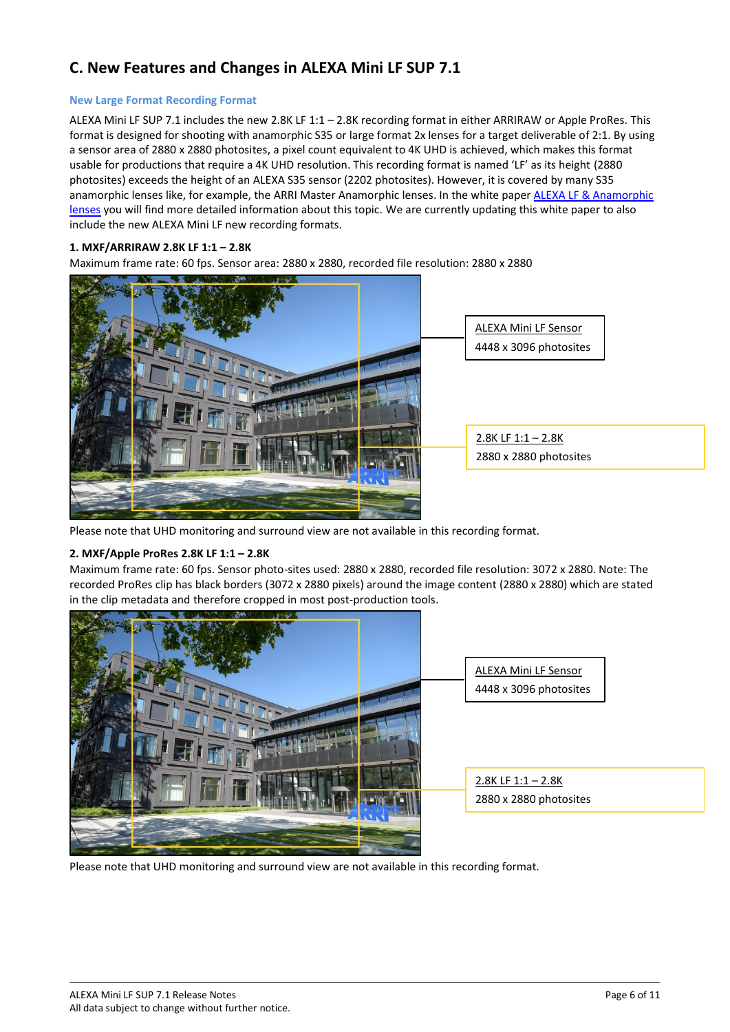## C. New Features and Changes in ALEXA Mini LF SUP 7.1

### New Large Format Recording Format

ALEXA Mini LF SUP 7.1 includes the new 2.8K LF 1:1 – 2.8K recording format in either ARRIRAW or Apple ProRes. This format is designed for shooting with anamorphic S35 or large format 2x lenses for a target deliverable of 2:1. By using a sensor area of 2880 x 2880 photosites, a pixel count equivalent to 4K UHD is achieved, which makes this format usable for productions that require a 4K UHD resolution. This recording format is named 'LF' as its height (2880 photosites) exceeds the height of an ALEXA S35 sensor (2202 photosites). However, it is covered by many S35 anamorphic lenses like, for example, the ARRI Master Anamorphic lenses. In the white paper [ALEXA LF & Anamorphic lenses]() you will find more detailed information about this topic. We are currently updating this white paper to also include the new ALEXA Mini LF new recording formats.

**1. MXF/ARRIRAW 2.8K LF 1:1 – 2.8K**

Maximum frame rate: 60 fps. Sensor area: 2880 x 2880, recorded file resolution: 2880 x 2880

ALEXA Mini LF Sensor
4448 x 3096 photosites

2.8K LF 1:1 – 2.8K
2880 x 2880 photosites

Please note that UHD monitoring and surround view are not available in this recording format.

**2. MXF/Apple ProRes 2.8K LF 1:1 – 2.8K**

Maximum frame rate: 60 fps. Sensor photo-sites used: 2880 x 2880, recorded file resolution: 3072 x 2880. Note: The recorded ProRes clip has black borders (3072 x 2880 pixels) around the image content (2880 x 2880) which are stated in the clip metadata and therefore cropped in most post-production tools.

ALEXA Mini LF Sensor
4448 x 3096 photosites

2.8K LF 1:1 – 2.8K
2880 x 2880 photosites

Please note that UHD monitoring and surround view are not available in this recording format.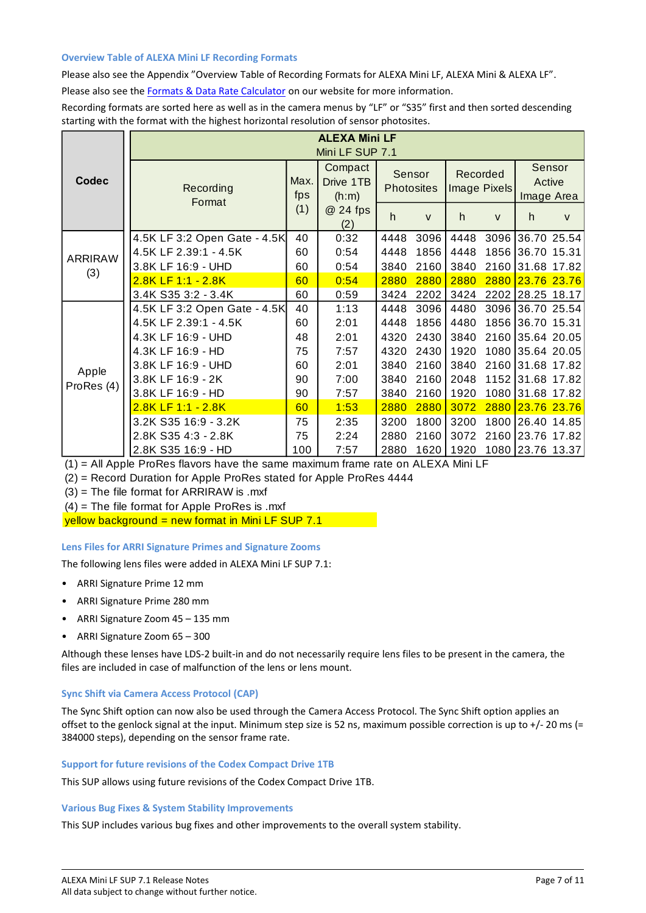### Overview Table of ALEXA Mini LF Recording Formats

Please also see the Appendix "Overview Table of Recording Formats for ALEXA Mini LF, ALEXA Mini & ALEXA LF".

Please also see the Formats & Data Rate Calculator on our website for more information.

Recording formats are sorted here as well as in the camera menus by "LF" or "S35" first and then sorted descending starting with the format with the highest horizontal resolution of sensor photosites.

| Codec | ALEXA Mini LF Mini LF SUP 7.1 | | | | | | | | |
|---|---|---|---|---|---|---|---|---|---|
| | Recording Format | Max. fps (1) | Compact Drive 1TB (h:m) @ 24 fps (2) | Sensor Photosites | | Recorded Image Pixels | | Sensor Active Image Area | |
| | | | | h | v | h | v | h | v |
| ARRIRAW (3) | 4.5K LF 3:2 Open Gate - 4.5K | 40 | 0:32 | 4448 | 3096 | 4448 | 3096 | 36.70 | 25.54 |
| | 4.5K LF 2.39:1 - 4.5K | 60 | 0:54 | 4448 | 1856 | 4448 | 1856 | 36.70 | 15.31 |
| | 3.8K LF 16:9 - UHD | 60 | 0:54 | 3840 | 2160 | 3840 | 2160 | 31.68 | 17.82 |
| | 2.8K LF 1:1 - 2.8K | 60 | 0:54 | 2880 | 2880 | 2880 | 2880 | 23.76 | 23.76 |
| | 3.4K S35 3:2 - 3.4K | 60 | 0:59 | 3424 | 2202 | 3424 | 2202 | 28.25 | 18.17 |
| Apple ProRes (4) | 4.5K LF 3:2 Open Gate - 4.5K | 40 | 1:13 | 4448 | 3096 | 4480 | 3096 | 36.70 | 25.54 |
| | 4.5K LF 2.39:1 - 4.5K | 60 | 2:01 | 4448 | 1856 | 4480 | 1856 | 36.70 | 15.31 |
| | 4.3K LF 16:9 - UHD | 48 | 2:01 | 4320 | 2430 | 3840 | 2160 | 35.64 | 20.05 |
| | 4.3K LF 16:9 - HD | 75 | 7:57 | 4320 | 2430 | 1920 | 1080 | 35.64 | 20.05 |
| | 3.8K LF 16:9 - UHD | 60 | 2:01 | 3840 | 2160 | 3840 | 2160 | 31.68 | 17.82 |
| | 3.8K LF 16:9 - 2K | 90 | 7:00 | 3840 | 2160 | 2048 | 1152 | 31.68 | 17.82 |
| | 3.8K LF 16:9 - HD | 90 | 7:57 | 3840 | 2160 | 1920 | 1080 | 31.68 | 17.82 |
| | 2.8K LF 1:1 - 2.8K | 60 | 1:53 | 2880 | 2880 | 3072 | 2880 | 23.76 | 23.76 |
| | 3.2K S35 16:9 - 3.2K | 75 | 2:35 | 3200 | 1800 | 3200 | 1800 | 26.40 | 14.85 |
| | 2.8K S35 4:3 - 2.8K | 75 | 2:24 | 2880 | 2160 | 3072 | 2160 | 23.76 | 17.82 |
| | 2.8K S35 16:9 - HD | 100 | 7:57 | 2880 | 1620 | 1920 | 1080 | 23.76 | 13.37 |

(1) = All Apple ProRes flavors have the same maximum frame rate on ALEXA Mini LF

(2) = Record Duration for Apple ProRes stated for Apple ProRes 4444

(3) = The file format for ARRIRAW is .mxf

(4) = The file format for Apple ProRes is .mxf

yellow background = new format in Mini LF SUP 7.1

### Lens Files for ARRI Signature Primes and Signature Zooms

The following lens files were added in ALEXA Mini LF SUP 7.1:

- ARRI Signature Prime 12 mm
- ARRI Signature Prime 280 mm
- ARRI Signature Zoom 45 – 135 mm
- ARRI Signature Zoom 65 – 300

Although these lenses have LDS-2 built-in and do not necessarily require lens files to be present in the camera, the files are included in case of malfunction of the lens or lens mount.

### Sync Shift via Camera Access Protocol (CAP)

The Sync Shift option can now also be used through the Camera Access Protocol. The Sync Shift option applies an offset to the genlock signal at the input. Minimum step size is 52 ns, maximum possible correction is up to +/- 20 ms (= 384000 steps), depending on the sensor frame rate.

### Support for future revisions of the Codex Compact Drive 1TB

This SUP allows using future revisions of the Codex Compact Drive 1TB.

### Various Bug Fixes & System Stability Improvements

This SUP includes various bug fixes and other improvements to the overall system stability.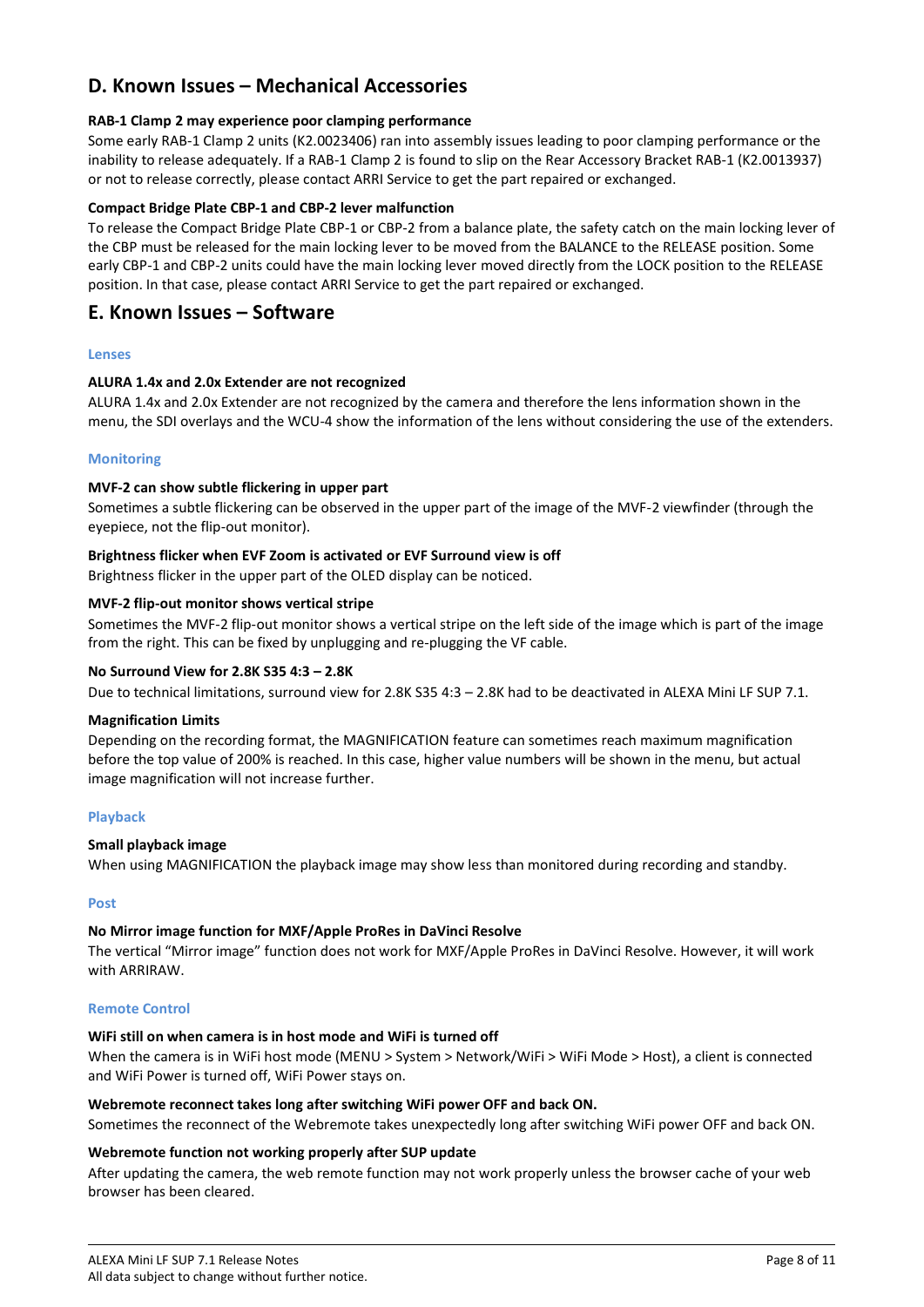## D. Known Issues – Mechanical Accessories

**RAB-1 Clamp 2 may experience poor clamping performance**

Some early RAB-1 Clamp 2 units (K2.0023406) ran into assembly issues leading to poor clamping performance or the inability to release adequately. If a RAB-1 Clamp 2 is found to slip on the Rear Accessory Bracket RAB-1 (K2.0013937) or not to release correctly, please contact ARRI Service to get the part repaired or exchanged.

**Compact Bridge Plate CBP-1 and CBP-2 lever malfunction**

To release the Compact Bridge Plate CBP-1 or CBP-2 from a balance plate, the safety catch on the main locking lever of the CBP must be released for the main locking lever to be moved from the BALANCE to the RELEASE position. Some early CBP-1 and CBP-2 units could have the main locking lever moved directly from the LOCK position to the RELEASE position. In that case, please contact ARRI Service to get the part repaired or exchanged.

## E. Known Issues – Software

### Lenses

**ALURA 1.4x and 2.0x Extender are not recognized**

ALURA 1.4x and 2.0x Extender are not recognized by the camera and therefore the lens information shown in the menu, the SDI overlays and the WCU-4 show the information of the lens without considering the use of the extenders.

### Monitoring

**MVF-2 can show subtle flickering in upper part**

Sometimes a subtle flickering can be observed in the upper part of the image of the MVF-2 viewfinder (through the eyepiece, not the flip-out monitor).

**Brightness flicker when EVF Zoom is activated or EVF Surround view is off**

Brightness flicker in the upper part of the OLED display can be noticed.

**MVF-2 flip-out monitor shows vertical stripe**

Sometimes the MVF-2 flip-out monitor shows a vertical stripe on the left side of the image which is part of the image from the right. This can be fixed by unplugging and re-plugging the VF cable.

**No Surround View for 2.8K S35 4:3 – 2.8K**

Due to technical limitations, surround view for 2.8K S35 4:3 – 2.8K had to be deactivated in ALEXA Mini LF SUP 7.1.

**Magnification Limits**

Depending on the recording format, the MAGNIFICATION feature can sometimes reach maximum magnification before the top value of 200% is reached. In this case, higher value numbers will be shown in the menu, but actual image magnification will not increase further.

### Playback

**Small playback image**

When using MAGNIFICATION the playback image may show less than monitored during recording and standby.

### Post

**No Mirror image function for MXF/Apple ProRes in DaVinci Resolve**

The vertical "Mirror image" function does not work for MXF/Apple ProRes in DaVinci Resolve. However, it will work with ARRIRAW.

### Remote Control

**WiFi still on when camera is in host mode and WiFi is turned off**

When the camera is in WiFi host mode (MENU > System > Network/WiFi > WiFi Mode > Host), a client is connected and WiFi Power is turned off, WiFi Power stays on.

**Webremote reconnect takes long after switching WiFi power OFF and back ON.**

Sometimes the reconnect of the Webremote takes unexpectedly long after switching WiFi power OFF and back ON.

**Webremote function not working properly after SUP update**

After updating the camera, the web remote function may not work properly unless the browser cache of your web browser has been cleared.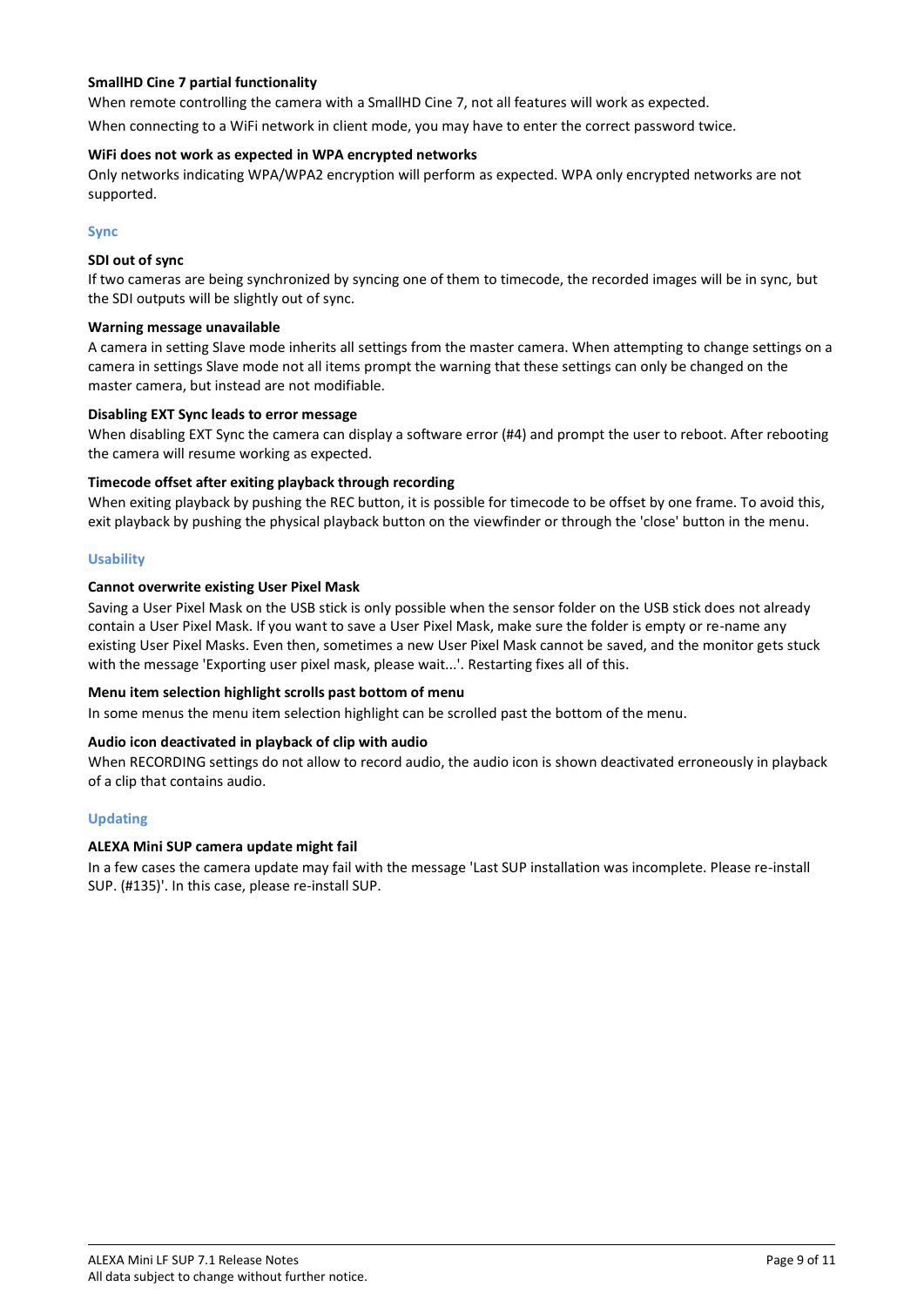#### SmallHD Cine 7 partial functionality

When remote controlling the camera with a SmallHD Cine 7, not all features will work as expected.

When connecting to a WiFi network in client mode, you may have to enter the correct password twice.

#### WiFi does not work as expected in WPA encrypted networks

Only networks indicating WPA/WPA2 encryption will perform as expected. WPA only encrypted networks are not supported.

### Sync

#### SDI out of sync

If two cameras are being synchronized by syncing one of them to timecode, the recorded images will be in sync, but the SDI outputs will be slightly out of sync.

#### Warning message unavailable

A camera in setting Slave mode inherits all settings from the master camera. When attempting to change settings on a camera in settings Slave mode not all items prompt the warning that these settings can only be changed on the master camera, but instead are not modifiable.

#### Disabling EXT Sync leads to error message

When disabling EXT Sync the camera can display a software error (#4) and prompt the user to reboot. After rebooting the camera will resume working as expected.

#### Timecode offset after exiting playback through recording

When exiting playback by pushing the REC button, it is possible for timecode to be offset by one frame. To avoid this, exit playback by pushing the physical playback button on the viewfinder or through the 'close' button in the menu.

### Usability

#### Cannot overwrite existing User Pixel Mask

Saving a User Pixel Mask on the USB stick is only possible when the sensor folder on the USB stick does not already contain a User Pixel Mask. If you want to save a User Pixel Mask, make sure the folder is empty or re-name any existing User Pixel Masks. Even then, sometimes a new User Pixel Mask cannot be saved, and the monitor gets stuck with the message 'Exporting user pixel mask, please wait...'. Restarting fixes all of this.

#### Menu item selection highlight scrolls past bottom of menu

In some menus the menu item selection highlight can be scrolled past the bottom of the menu.

#### Audio icon deactivated in playback of clip with audio

When RECORDING settings do not allow to record audio, the audio icon is shown deactivated erroneously in playback of a clip that contains audio.

### Updating

#### ALEXA Mini SUP camera update might fail

In a few cases the camera update may fail with the message 'Last SUP installation was incomplete. Please re-install SUP. (#135)'. In this case, please re-install SUP.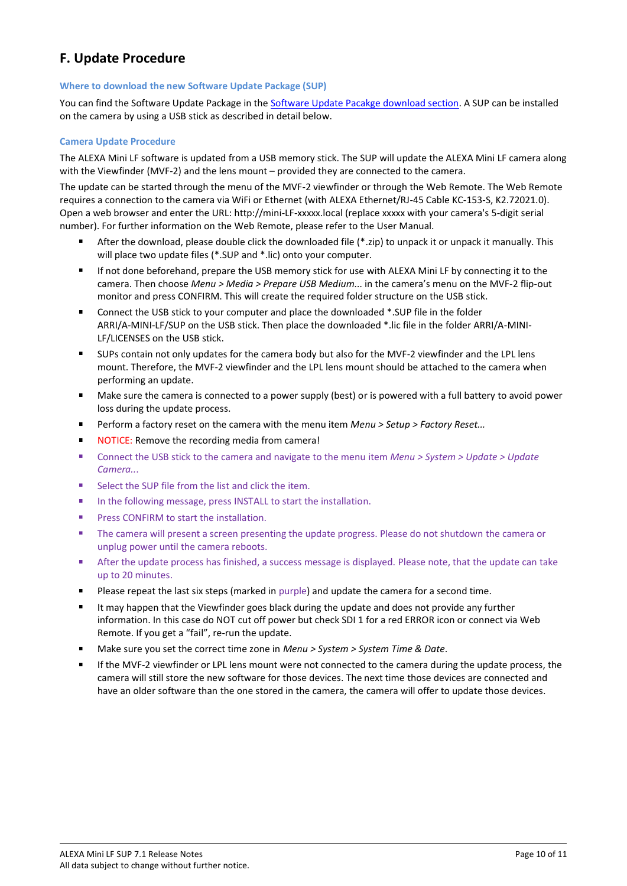## F. Update Procedure

### Where to download the new Software Update Package (SUP)

You can find the Software Update Package in the [Software Update Pacakge download section](). A SUP can be installed on the camera by using a USB stick as described in detail below.

### Camera Update Procedure

The ALEXA Mini LF software is updated from a USB memory stick. The SUP will update the ALEXA Mini LF camera along with the Viewfinder (MVF-2) and the lens mount – provided they are connected to the camera.

The update can be started through the menu of the MVF-2 viewfinder or through the Web Remote. The Web Remote requires a connection to the camera via WiFi or Ethernet (with ALEXA Ethernet/RJ-45 Cable KC-153-S, K2.72021.0). Open a web browser and enter the URL: http://mini-LF-xxxxx.local (replace xxxxx with your camera's 5-digit serial number). For further information on the Web Remote, please refer to the User Manual.

- After the download, please double click the downloaded file (*.zip) to unpack it or unpack it manually. This will place two update files (*.SUP and *.lic) onto your computer.
- If not done beforehand, prepare the USB memory stick for use with ALEXA Mini LF by connecting it to the camera. Then choose *Menu > Media > Prepare USB Medium...* in the camera's menu on the MVF-2 flip-out monitor and press CONFIRM. This will create the required folder structure on the USB stick.
- Connect the USB stick to your computer and place the downloaded *.SUP file in the folder ARRI/A-MINI-LF/SUP on the USB stick. Then place the downloaded *.lic file in the folder ARRI/A-MINI-LF/LICENSES on the USB stick.
- SUPs contain not only updates for the camera body but also for the MVF-2 viewfinder and the LPL lens mount. Therefore, the MVF-2 viewfinder and the LPL lens mount should be attached to the camera when performing an update.
- Make sure the camera is connected to a power supply (best) or is powered with a full battery to avoid power loss during the update process.
- Perform a factory reset on the camera with the menu item *Menu > Setup > Factory Reset...*
- NOTICE: Remove the recording media from camera!
- Connect the USB stick to the camera and navigate to the menu item *Menu > System > Update > Update Camera...*
- Select the SUP file from the list and click the item.
- In the following message, press INSTALL to start the installation.
- Press CONFIRM to start the installation.
- The camera will present a screen presenting the update progress. Please do not shutdown the camera or unplug power until the camera reboots.
- After the update process has finished, a success message is displayed. Please note, that the update can take up to 20 minutes.
- Please repeat the last six steps (marked in purple) and update the camera for a second time.
- It may happen that the Viewfinder goes black during the update and does not provide any further information. In this case do NOT cut off power but check SDI 1 for a red ERROR icon or connect via Web Remote. If you get a "fail", re-run the update.
- Make sure you set the correct time zone in *Menu > System > System Time & Date*.
- If the MVF-2 viewfinder or LPL lens mount were not connected to the camera during the update process, the camera will still store the new software for those devices. The next time those devices are connected and have an older software than the one stored in the camera, the camera will offer to update those devices.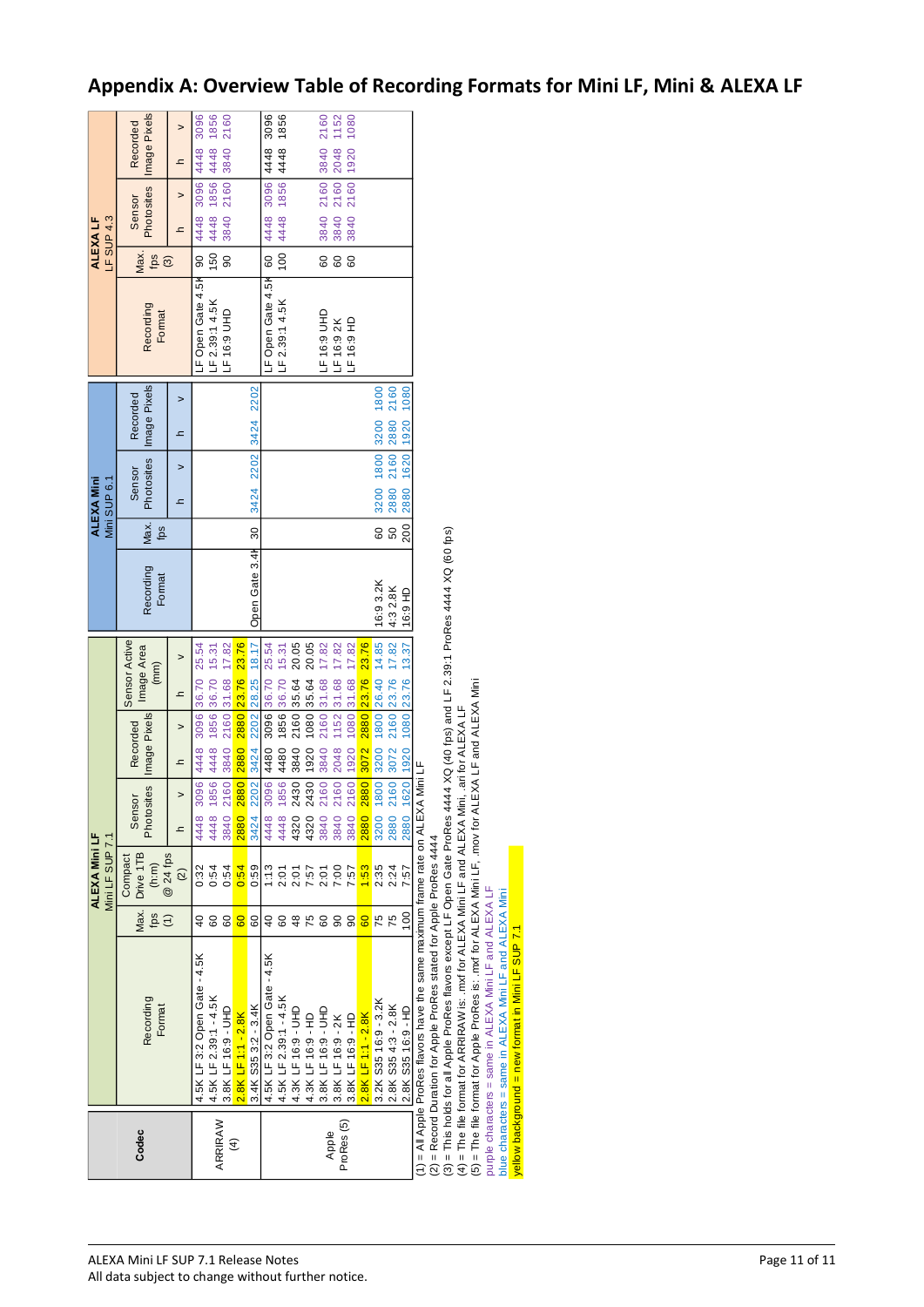# Appendix A: Overview Table of Recording Formats for Mini LF, Mini & ALEXA LF

| Codec | ALEXA Mini LF<br>Mini LF SUP 7.1 | | | | | | | | | ALEXA Mini<br>Mini SUP 6.1 | | | | | | ALEXA LF<br>LF SUP 4.3 | | | | | |
|---|---|---|---|---|---|---|---|---|---|---|---|---|---|---|---|---|---|---|---|---|---|
| | Recording Format | Max. fps (1) | Compact Drive 1TB (h:m) @ 24 fps (2) | Sensor Photosites h | Sensor Photosites v | Recorded Image Pixels h | Recorded Image Pixels v | Sensor Active Image Area (mm) h | Sensor Active Image Area (mm) v | Recording Format | Max. fps | Sensor Photosites h | Sensor Photosites v | Recorded Image Pixels h | Recorded Image Pixels v | Recording Format | Max. fps (3) | Sensor Photosites h | Sensor Photosites v | Recorded Image Pixels h | Recorded Image Pixels v |
| ARRIRAW (4) | 4.5K LF 3:2 Open Gate - 4.5K | 40 | 0:32 | 4448 | 3096 | 4448 | 3096 | 36.70 | 25.54 | | | | | | | LF Open Gate 4.5K | 90 | 4448 | 3096 | 4448 | 3096 |
| | 4.5K LF 2.39:1 - 4.5K | 60 | 0:54 | 4448 | 1856 | 4448 | 1856 | 36.70 | 15.31 | | | | | | | LF 2.39:1 4.5K | 150 | 4448 | 1856 | 4448 | 1856 |
| | 3.8K LF 16:9 - UHD | 60 | 0:54 | 3840 | 2160 | 3840 | 2160 | 31.68 | 17.82 | | | | | | | LF 16:9 UHD | 90 | 3840 | 2160 | 3840 | 2160 |
| | 2.8K LF 1:1 - 2.8K | 60 | 0:54 | 2880 | 2880 | 2880 | 2880 | 23.76 | 23.76 | | | | | | | | | | | | |
| | 3.4K S35 3:2 - 3.4K | 60 | 0:59 | 3424 | 2202 | 3424 | 2202 | 28.25 | 18.17 | Open Gate 3.4K | 30 | 3424 | 2202 | 3424 | 2202 | | | | | | |
| Apple ProRes (5) | 4.5K LF 3:2 Open Gate - 4.5K | 40 | 1:13 | 4448 | 3096 | 4480 | 3096 | 36.70 | 25.54 | | | | | | | LF Open Gate 4.5K | 60 | 4448 | 3096 | 4448 | 3096 |
| | 4.5K LF 2.39:1 - 4.5K | 60 | 2:01 | 4448 | 1856 | 4480 | 1856 | 36.70 | 15.31 | | | | | | | LF 2.39:1 4.5K | 100 | 4448 | 1856 | 4448 | 1856 |
| | 4.3K LF 16:9 - UHD | 48 | 2:01 | 4320 | 2430 | 3840 | 2160 | 35.64 | 20.05 | | | | | | | | | | | | |
| | 4.3K LF 16:9 - HD | 75 | 7:57 | 4320 | 2430 | 1920 | 1080 | 35.64 | 20.05 | | | | | | | | | | | | |
| | 3.8K LF 16:9 - UHD | 60 | 2:01 | 3840 | 2160 | 3840 | 2160 | 31.68 | 17.82 | | | | | | | LF 16:9 UHD | 60 | 3840 | 2160 | 3840 | 2160 |
| | 3.8K LF 16:9 - 2K | 90 | 7:00 | 3840 | 2160 | 2048 | 1152 | 31.68 | 17.82 | | | | | | | LF 16:9 2K | 60 | 3840 | 2160 | 2048 | 1152 |
| | 3.8K LF 16:9 - HD | 90 | 7:57 | 3840 | 2160 | 1920 | 1080 | 31.68 | 17.82 | | | | | | | LF 16:9 HD | 60 | 3840 | 2160 | 1920 | 1080 |
| | 2.8K LF 1:1 - 2.8K | 60 | 1:53 | 2880 | 2880 | 3072 | 2880 | 23.76 | 23.76 | | | | | | | | | | | | |
| | 3.2K S35 16:9 - 3.2K | 75 | 2:35 | 3200 | 1800 | 3200 | 1800 | 26.40 | 14.85 | 16:9 3.2K | 60 | 3200 | 1800 | 3200 | 1800 | | | | | | |
| | 2.8K S35 4:3 - 2.8K | 75 | 2:24 | 2880 | 2160 | 3072 | 2160 | 23.76 | 17.82 | 4:3 2.8K | 50 | 2880 | 2160 | 2880 | 2160 | | | | | | |
| | 2.8K S35 16:9 - HD | 100 | 7:57 | 2880 | 1620 | 1920 | 1080 | 23.76 | 13.37 | 16:9 HD | 200 | 2880 | 1620 | 1920 | 1080 | | | | | | |

(1) = All Apple ProRes flavors have the same maximum frame rate on ALEXA Mini LF
(2) = Record Duration for Apple ProRes stated for Apple ProRes 4444
(3) = This holds for all Apple ProRes flavors except LF Open Gate ProRes 4444 XQ (40 fps) and LF 2.39:1 ProRes 4444 XQ (60 fps)
(4) = The file format for ARRIRAW is: .mxf for ALEXA Mini LF and ALEXA Mini, .ari for ALEXA LF
(5) = The file format for Apple ProRes is: .mxf for ALEXA Mini LF, .mov for ALEXA LF and ALEXA Mini

purple characters = same in ALEXA Mini LF and ALEXA LF
blue characters = same in ALEXA Mini LF and ALEXA Mini
yellow background = new format in Mini LF SUP 7.1